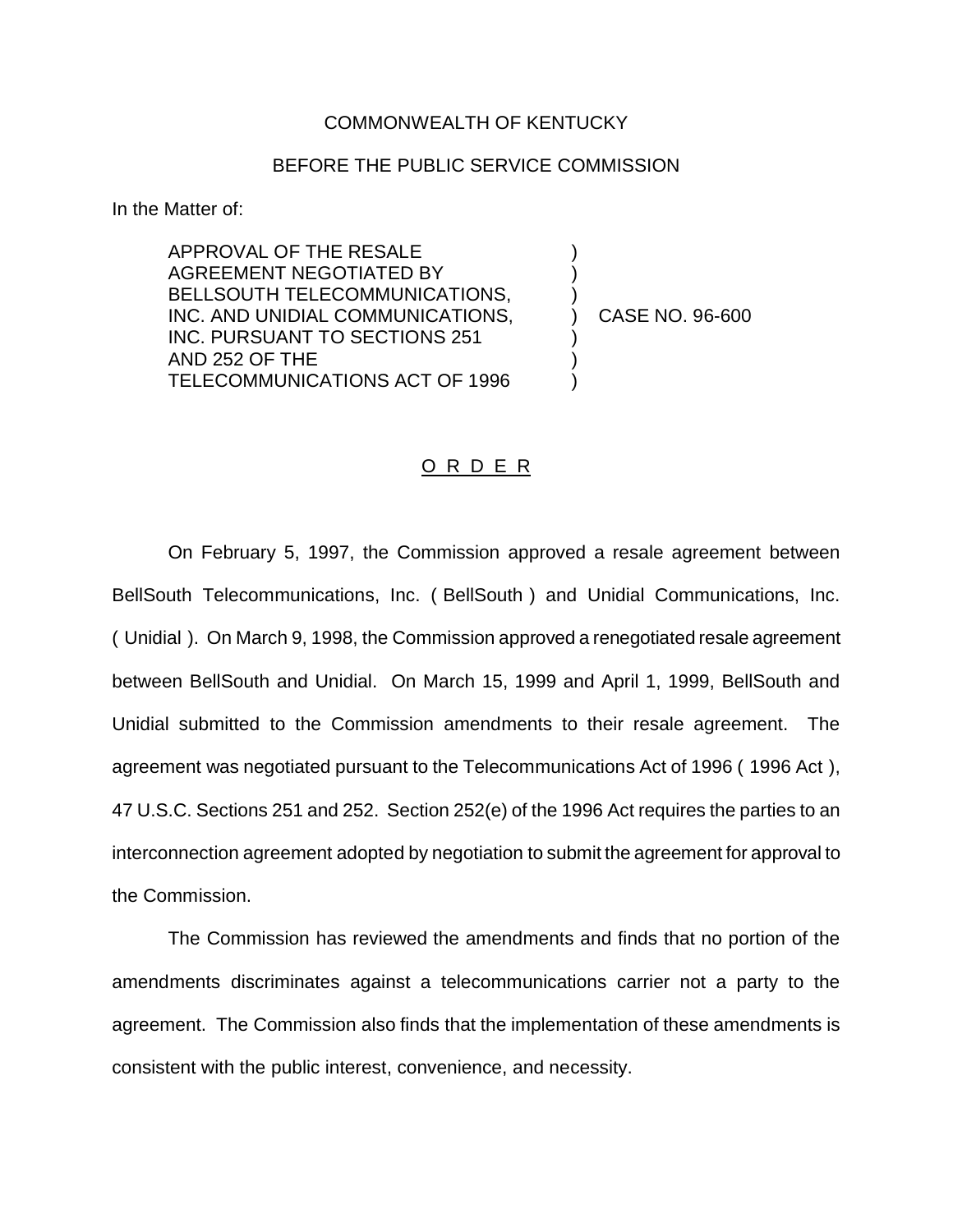COMMONWEALTH OF KENTUCKY

BEFORE THE PUBLIC SERVICE COMMISSION

In the Matter of:

APPROVAL OF THE RESALE AGREEMENT NEGOTIATED BY BELLSOUTH TELECOMMUNICATIONS, INC. AND UNIDIAL COMMUNICATIONS, INC. PURSUANT TO SECTIONS 251 AND 252 OF THE TELECOMMUNICATIONS ACT OF 1996 ) CASE NO. 96-600

## O R D E R

On February 5, 1997, the Commission approved a resale agreement between BellSouth Telecommunications, Inc. ( BellSouth ) and Unidial Communications, Inc. ( Unidial ). On March 9, 1998, the Commission approved a renegotiated resale agreement between BellSouth and Unidial. On March 15, 1999 and April 1, 1999, BellSouth and Unidial submitted to the Commission amendments to their resale agreement. The agreement was negotiated pursuant to the Telecommunications Act of 1996 ( 1996 Act ), 47 U.S.C. Sections 251 and 252. Section 252(e) of the 1996 Act requires the parties to an interconnection agreement adopted by negotiation to submit the agreement for approval to the Commission.

The Commission has reviewed the amendments and finds that no portion of the amendments discriminates against a telecommunications carrier not a party to the agreement. The Commission also finds that the implementation of these amendments is consistent with the public interest, convenience, and necessity.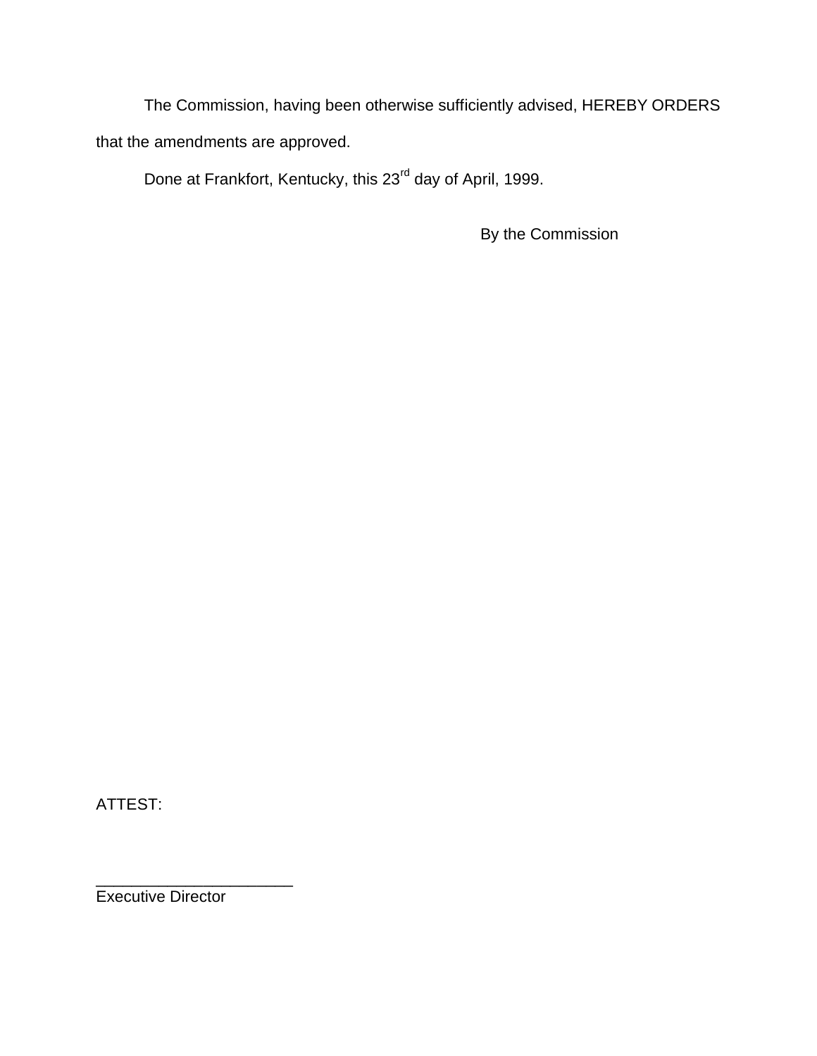The Commission, having been otherwise sufficiently advised, HEREBY ORDERS that the amendments are approved.

Done at Frankfort, Kentucky, this 23rd day of April, 1999.

By the Commission

ATTEST:

______________________
Executive Director